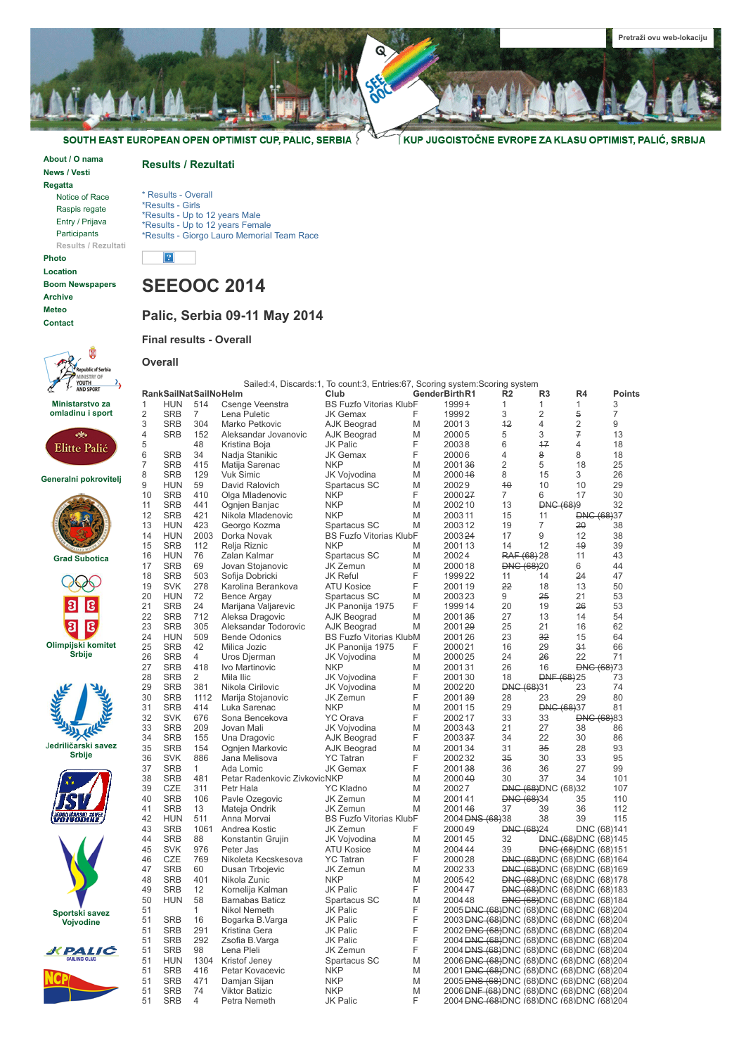SOUTH EAST EUROPEAN OPEN OPTIMIST CUP, PALIC, SERBIA | KUP JUGOISTOČNE EVROPE ZA KLASU OPTIMIST, PALIĆ, SRBIJA

Pretraži ovu web-lokaciju

- About / O nama
- News / Vesti
- Regatta
  - Notice of Race
  - Raspis regate
  - Entry / Prijava
  - Participants
  - Results / Rezultati
- Photo
- Location
- Boom Newspapers
- Archive
- Meteo
- Contact

Ministarstvo za omladinu i sport

Generalni pokrovitelj

Grad Subotica

Olimpijski komitet Srbije

Jedriličarski savez Srbije

Sportski savez Vojvodine

## Results / Rezultati

- * Results - Overall
- *Results - Girls
- *Results - Up to 12 years Male
- *Results - Up to 12 years Female
- *Results - Giorgo Lauro Memorial Team Race

# SEEOOC 2014

## Palic, Serbia 09-11 May 2014

### Final results - Overall

### Overall

Sailed:4, Discards:1, To count:3, Entries:67, Scoring system:Scoring system

| Rank | SailNat | SailNo | Helm | Club | Gender | Birth | R1 | R2 | R3 | R4 | Points |
|---|---|---|---|---|---|---|---|---|---|---|---|
| 1 | HUN | 514 | Csenge Veenstra | BS Fuzfo Vitorias Klub | F | 1999 | ~~1~~ | 1 | 1 | 1 | 3 |
| 2 | SRB | 7 | Lena Puletic | JK Gemax | F | 1999 | 2 | 3 | 2 | ~~5~~ | 7 |
| 3 | SRB | 304 | Marko Petkovic | AJK Beograd | M | 2001 | 3 | ~~12~~ | 4 | 2 | 9 |
| 4 | SRB | 152 | Aleksandar Jovanovic | AJK Beograd | M | 2000 | 5 | 5 | 3 | ~~7~~ | 13 |
| 5 | | 48 | Kristina Boja | JK Palic | F | 2003 | 8 | 6 | ~~17~~ | 4 | 18 |
| 6 | SRB | 34 | Nadja Stanikic | JK Gemax | F | 2000 | 6 | 4 | ~~8~~ | 8 | 18 |
| 7 | SRB | 415 | Matija Sarenac | NKP | M | 2001 | ~~36~~ | 2 | 5 | 18 | 25 |
| 8 | SRB | 129 | Vuk Simic | JK Vojvodina | M | 2000 | ~~16~~ | 8 | 15 | 3 | 26 |
| 9 | HUN | 59 | David Ralovich | Spartacus SC | M | 2002 | 9 | ~~10~~ | 10 | 10 | 29 |
| 10 | SRB | 410 | Olga Mladenovic | NKP | F | 2000 | ~~27~~ | 7 | 6 | 17 | 30 |
| 11 | SRB | 441 | Ognjen Banjac | NKP | M | 2002 | 10 | 13 | ~~DNC (68)~~ | 9 | 32 |
| 12 | SRB | 421 | Nikola Mladenovic | NKP | M | 2003 | 11 | 15 | 11 | ~~DNC (68)~~ | 37 |
| 13 | HUN | 423 | Georgo Kozma | Spartacus SC | M | 2003 | 12 | 19 | 7 | ~~20~~ | 38 |
| 14 | HUN | 2003 | Dorka Novak | BS Fuzfo Vitorias Klub | F | 2003 | ~~24~~ | 17 | 9 | 12 | 38 |
| 15 | SRB | 112 | Relja Riznic | NKP | M | 2001 | 13 | 14 | 12 | ~~19~~ | 39 |
| 16 | HUN | 76 | Zalan Kalmar | Spartacus SC | M | 2002 | 4 | ~~RAF (68)~~ | 28 | 11 | 43 |
| 17 | SRB | 69 | Jovan Stojanovic | JK Zemun | M | 2000 | 18 | ~~DNC (68)~~ | 20 | 6 | 44 |
| 18 | SRB | 503 | Sofija Dobricki | JK Reful | F | 1999 | 22 | 11 | 14 | ~~24~~ | 47 |
| 19 | SVK | 278 | Karolina Berankova | ATU Kosice | F | 2001 | 19 | ~~22~~ | 18 | 13 | 50 |
| 20 | HUN | 72 | Bence Argay | Spartacus SC | M | 2003 | 23 | 9 | ~~25~~ | 21 | 53 |
| 21 | SRB | 24 | Marijana Valjarevic | JK Panonija 1975 | F | 1999 | 14 | 20 | 19 | ~~26~~ | 53 |
| 22 | SRB | 712 | Aleksa Dragovic | AJK Beograd | M | 2001 | ~~35~~ | 27 | 13 | 14 | 54 |
| 23 | SRB | 305 | Aleksandar Todorovic | AJK Beograd | M | 2001 | ~~29~~ | 25 | 21 | 16 | 62 |
| 24 | HUN | 509 | Bende Odonics | BS Fuzfo Vitorias Klub | M | 2001 | 26 | 23 | ~~32~~ | 15 | 64 |
| 25 | SRB | 42 | Milica Jozic | JK Panonija 1975 | F | 2000 | 21 | 16 | 29 | ~~31~~ | 66 |
| 26 | SRB | 4 | Uros Djerman | JK Vojvodina | M | 2000 | 25 | 24 | ~~26~~ | 22 | 71 |
| 27 | SRB | 418 | Ivo Martinovic | NKP | M | 2001 | 31 | 26 | 16 | ~~DNC (68)~~ | 73 |
| 28 | SRB | 2 | Mila Ilic | JK Vojvodina | F | 2001 | 30 | 18 | ~~DNF (68)~~ | 25 | 73 |
| 29 | SRB | 381 | Nikola Cirilovic | JK Vojvodina | M | 2002 | 20 | ~~DNC (68)~~ | 31 | 23 | 74 |
| 30 | SRB | 1112 | Marija Stojanovic | JK Zemun | F | 2001 | ~~39~~ | 28 | 23 | 29 | 80 |
| 31 | SRB | 414 | Luka Sarenac | NKP | M | 2001 | 15 | 29 | ~~DNC (68)~~ | 37 | 81 |
| 32 | SVK | 676 | Sona Bencekova | YC Orava | F | 2002 | 17 | 33 | 33 | ~~DNC (68)~~ | 83 |
| 33 | SRB | 209 | Jovan Mali | JK Vojvodina | M | 2003 | ~~43~~ | 21 | 27 | 38 | 86 |
| 34 | SRB | 155 | Una Dragovic | AJK Beograd | F | 2003 | ~~37~~ | 34 | 22 | 30 | 86 |
| 35 | SRB | 154 | Ognjen Markovic | AJK Beograd | M | 2001 | 34 | 31 | ~~35~~ | 28 | 93 |
| 36 | SVK | 886 | Jana Melisova | YC Tatran | F | 2002 | 32 | ~~35~~ | 30 | 33 | 95 |
| 37 | SRB | 1 | Ada Lomic | JK Gemax | F | 2001 | ~~38~~ | 36 | 36 | 27 | 99 |
| 38 | SRB | 481 | Petar Radenkovic Zivkovic | NKP | M | 2000 | ~~40~~ | 30 | 37 | 34 | 101 |
| 39 | CZE | 311 | Petr Hala | YC Kladno | M | 2002 | 7 | ~~DNC (68)~~ | DNC (68) | 32 | 107 |
| 40 | SRB | 106 | Pavle Ozegovic | JK Zemun | M | 2001 | 41 | ~~DNC (68)~~ | 34 | 35 | 110 |
| 41 | SRB | 13 | Mateja Ondrik | JK Zemun | M | 2001 | ~~46~~ | 37 | 39 | 36 | 112 |
| 42 | HUN | 511 | Anna Morvai | BS Fuzfo Vitorias Klub | F | 2004 | ~~DNS (68)~~ | 38 | 38 | 39 | 115 |
| 43 | SRB | 1061 | Andrea Kostic | JK Zemun | F | 2000 | 49 | ~~DNC (68)~~ | 24 | DNC (68) | 141 |
| 44 | SRB | 88 | Konstantin Grujin | JK Vojvodina | M | 2001 | 45 | 32 | ~~DNC (68)~~ | DNC (68) | 145 |
| 45 | SVK | 976 | Peter Jas | ATU Kosice | M | 2004 | 44 | 39 | ~~DNC (68)~~ | DNC (68) | 151 |
| 46 | CZE | 769 | Nikoleta Kecskesova | YC Tatran | F | 2000 | 28 | ~~DNC (68)~~ | DNC (68) | DNC (68) | 164 |
| 47 | SRB | 60 | Dusan Trbojevic | JK Zemun | M | 2002 | 33 | ~~DNC (68)~~ | DNC (68) | DNC (68) | 169 |
| 48 | SRB | 401 | Nikola Zunic | NKP | M | 2005 | 42 | ~~DNC (68)~~ | DNC (68) | DNC (68) | 178 |
| 49 | SRB | 12 | Kornelija Kalman | JK Palic | F | 2004 | 47 | ~~DNC (68)~~ | DNC (68) | DNC (68) | 183 |
| 50 | HUN | 58 | Barnabas Baticz | Spartacus SC | M | 2004 | 48 | ~~DNC (68)~~ | DNC (68) | DNC (68) | 184 |
| 51 | | 1 | Nikol Nemeth | JK Palic | F | 2005 | ~~DNC (68)~~ | DNC (68) | DNC (68) | DNC (68) | 204 |
| 51 | SRB | 16 | Bogarka B.Varga | JK Palic | F | 2003 | ~~DNC (68)~~ | DNC (68) | DNC (68) | DNC (68) | 204 |
| 51 | SRB | 291 | Kristina Gera | JK Palic | F | 2002 | ~~DNC (68)~~ | DNC (68) | DNC (68) | DNC (68) | 204 |
| 51 | SRB | 292 | Zsofia B.Varga | JK Palic | F | 2004 | ~~DNC (68)~~ | DNC (68) | DNC (68) | DNC (68) | 204 |
| 51 | SRB | 98 | Lena Pleli | JK Zemun | F | 2004 | ~~DNS (68)~~ | DNC (68) | DNC (68) | DNC (68) | 204 |
| 51 | HUN | 1304 | Kristof Jeney | Spartacus SC | M | 2006 | ~~DNC (68)~~ | DNC (68) | DNC (68) | DNC (68) | 204 |
| 51 | SRB | 416 | Petar Kovacevic | NKP | M | 2001 | ~~DNC (68)~~ | DNC (68) | DNC (68) | DNC (68) | 204 |
| 51 | SRB | 471 | Damjan Sijan | NKP | M | 2005 | ~~DNS (68)~~ | DNC (68) | DNC (68) | DNC (68) | 204 |
| 51 | SRB | 74 | Viktor Batizic | NKP | M | 2006 | ~~DNF (68)~~ | DNC (68) | DNC (68) | DNC (68) | 204 |
| 51 | SRB | 4 | Petra Nemeth | JK Palic | F | 2004 | ~~DNC (68)~~ | DNC (68) | DNC (68) | DNC (68) | 204 |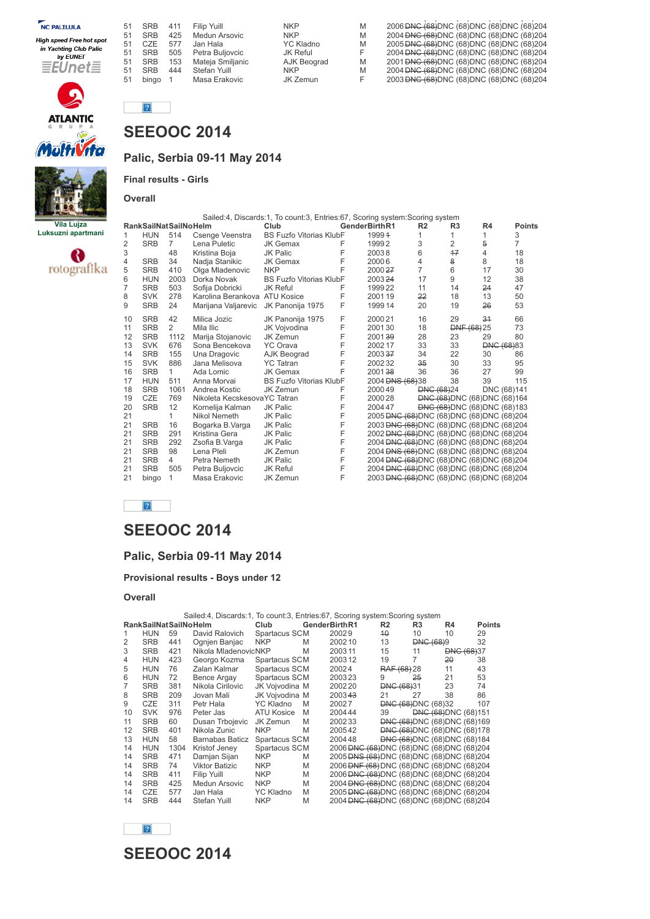NC PALILULA

*High speed Free hot spot in Yachting Club Palic by EUNET*

EUnet

ATLANTIC GRUPA

MultiVita

Vila Lujza Luksuzni apartmani

rotografika

| 51 | SRB | 411 | Filip Yuill | NKP | M | 2006 | ~~DNC (68)~~ | DNC (68) | DNC (68) | DNC (68) | 204 |
|---|---|---|---|---|---|---|---|---|---|---|---|
| 51 | SRB | 425 | Medun Arsovic | NKP | M | 2004 | ~~DNC (68)~~ | DNC (68) | DNC (68) | DNC (68) | 204 |
| 51 | CZE | 577 | Jan Hala | YC Kladno | M | 2005 | ~~DNC (68)~~ | DNC (68) | DNC (68) | DNC (68) | 204 |
| 51 | SRB | 505 | Petra Buljovcic | JK Reful | F | 2004 | ~~DNC (68)~~ | DNC (68) | DNC (68) | DNC (68) | 204 |
| 51 | SRB | 153 | Mateja Smiljanic | AJK Beograd | M | 2001 | ~~DNC (68)~~ | DNC (68) | DNC (68) | DNC (68) | 204 |
| 51 | SRB | 444 | Stefan Yuill | NKP | M | 2004 | ~~DNC (68)~~ | DNC (68) | DNC (68) | DNC (68) | 204 |
| 51 | bingo | 1 | Masa Erakovic | JK Zemun | F | 2003 | ~~DNC (68)~~ | DNC (68) | DNC (68) | DNC (68) | 204 |

# SEEOOC 2014

## Palic, Serbia 09-11 May 2014

### Final results - Girls

### Overall

Sailed:4, Discards:1, To count:3, Entries:67, Scoring system:Scoring system

| Rank | SailNat | SailNo | Helm | Club | Gender | Birth | R1 | R2 | R3 | R4 | Points |
|---|---|---|---|---|---|---|---|---|---|---|---|
| 1 | HUN | 514 | Csenge Veenstra | BS Fuzfo Vitorias Klub | F | 1999 | ~~1~~ | 1 | 1 | 1 | 3 |
| 2 | SRB | 7 | Lena Puletic | JK Gemax | F | 1999 | 2 | 3 | 2 | ~~5~~ | 7 |
| 3 | | 48 | Kristina Boja | JK Palic | F | 2003 | 8 | 6 | ~~17~~ | 4 | 18 |
| 4 | SRB | 34 | Nadja Stanikic | JK Gemax | F | 2000 | 6 | 4 | ~~8~~ | 8 | 18 |
| 5 | SRB | 410 | Olga Mladenovic | NKP | F | 2000 | ~~27~~ | 7 | 6 | 17 | 30 |
| 6 | HUN | 2003 | Dorka Novak | BS Fuzfo Vitorias Klub | F | 2003 | ~~24~~ | 17 | 9 | 12 | 38 |
| 7 | SRB | 503 | Sofija Dobricki | JK Reful | F | 1999 | 22 | 11 | 14 | ~~24~~ | 47 |
| 8 | SVK | 278 | Karolina Berankova | ATU Kosice | F | 2001 | 19 | ~~22~~ | 18 | 13 | 50 |
| 9 | SRB | 24 | Marijana Valjarevic | JK Panonija 1975 | F | 1999 | 14 | 20 | 19 | ~~26~~ | 53 |
| 10 | SRB | 42 | Milica Jozic | JK Panonija 1975 | F | 2000 | 21 | 16 | 29 | ~~31~~ | 66 |
| 11 | SRB | 2 | Mila Ilic | JK Vojvodina | F | 2001 | 30 | 18 | ~~DNF (68)~~ | 25 | 73 |
| 12 | SRB | 1112 | Marija Stojanovic | JK Zemun | F | 2001 | ~~39~~ | 28 | 23 | 29 | 80 |
| 13 | SVK | 676 | Sona Bencekova | YC Orava | F | 2002 | 17 | 33 | 33 | ~~DNC (68)~~ | 83 |
| 14 | SRB | 155 | Una Dragovic | AJK Beograd | F | 2003 | ~~37~~ | 34 | 22 | 30 | 86 |
| 15 | SVK | 886 | Jana Melisova | YC Tatran | F | 2002 | 32 | ~~35~~ | 30 | 33 | 95 |
| 16 | SRB | 1 | Ada Lomic | JK Gemax | F | 2001 | ~~38~~ | 36 | 36 | 27 | 99 |
| 17 | HUN | 511 | Anna Morvai | BS Fuzfo Vitorias Klub | F | 2004 | ~~DNS (68)~~ | 38 | 38 | 39 | 115 |
| 18 | SRB | 1061 | Andrea Kostic | JK Zemun | F | 2000 | 49 | ~~DNC (68)~~ | 24 | DNC (68) | 141 |
| 19 | CZE | 769 | Nikoleta Kecskesova | YC Tatran | F | 2000 | 28 | ~~DNC (68)~~ | DNC (68) | DNC (68) | 164 |
| 20 | SRB | 12 | Kornelija Kalman | JK Palic | F | 2004 | 47 | ~~DNC (68)~~ | DNC (68) | DNC (68) | 183 |
| 21 | | 1 | Nikol Nemeth | JK Palic | F | 2005 | ~~DNC (68)~~ | DNC (68) | DNC (68) | DNC (68) | 204 |
| 21 | SRB | 16 | Bogarka B.Varga | JK Palic | F | 2003 | ~~DNC (68)~~ | DNC (68) | DNC (68) | DNC (68) | 204 |
| 21 | SRB | 291 | Kristina Gera | JK Palic | F | 2002 | ~~DNC (68)~~ | DNC (68) | DNC (68) | DNC (68) | 204 |
| 21 | SRB | 292 | Zsofia B.Varga | JK Palic | F | 2004 | ~~DNC (68)~~ | DNC (68) | DNC (68) | DNC (68) | 204 |
| 21 | SRB | 98 | Lena Pleli | JK Zemun | F | 2004 | ~~DNS (68)~~ | DNC (68) | DNC (68) | DNC (68) | 204 |
| 21 | SRB | 4 | Petra Nemeth | JK Palic | F | 2004 | ~~DNC (68)~~ | DNC (68) | DNC (68) | DNC (68) | 204 |
| 21 | SRB | 505 | Petra Buljovcic | JK Reful | F | 2004 | ~~DNC (68)~~ | DNC (68) | DNC (68) | DNC (68) | 204 |
| 21 | bingo | 1 | Masa Erakovic | JK Zemun | F | 2003 | ~~DNC (68)~~ | DNC (68) | DNC (68) | DNC (68) | 204 |

# SEEOOC 2014

## Palic, Serbia 09-11 May 2014

### Provisional results - Boys under 12

### Overall

Sailed:4, Discards:1, To count:3, Entries:67, Scoring system:Scoring system

| Rank | SailNat | SailNo | Helm | Club | Gender | Birth | R1 | R2 | R3 | R4 | Points |
|---|---|---|---|---|---|---|---|---|---|---|---|
| 1 | HUN | 59 | David Ralovich | Spartacus SCM | | 2002 | 9 | ~~10~~ | 10 | 10 | 29 |
| 2 | SRB | 441 | Ognjen Banjac | NKP | M | 2002 | 10 | 13 | ~~DNC (68)~~ | 9 | 32 |
| 3 | SRB | 421 | Nikola Mladenovic | NKP | M | 2003 | 11 | 15 | 11 | ~~DNC (68)~~ | 37 |
| 4 | HUN | 423 | Georgo Kozma | Spartacus SCM | | 2003 | 12 | 19 | 7 | ~~20~~ | 38 |
| 5 | HUN | 76 | Zalan Kalmar | Spartacus SCM | | 2002 | 4 | ~~RAF (68)~~ | 28 | 11 | 43 |
| 6 | HUN | 72 | Bence Argay | Spartacus SCM | | 2003 | 23 | 9 | ~~25~~ | 21 | 53 |
| 7 | SRB | 381 | Nikola Cirilovic | JK Vojvodina | M | 2002 | 20 | ~~DNC (68)~~ | 31 | 23 | 74 |
| 8 | SRB | 209 | Jovan Mali | JK Vojvodina | M | 2003 | ~~43~~ | 21 | 27 | 38 | 86 |
| 9 | CZE | 311 | Petr Hala | YC Kladno | M | 2002 | 7 | ~~DNC (68)~~ | DNC (68) | 32 | 107 |
| 10 | SVK | 976 | Peter Jas | ATU Kosice | M | 2004 | 44 | 39 | ~~DNC (68)~~ | DNC (68) | 151 |
| 11 | SRB | 60 | Dusan Trbojevic | JK Zemun | M | 2002 | 33 | ~~DNC (68)~~ | DNC (68) | DNC (68) | 169 |
| 12 | SRB | 401 | Nikola Zunic | NKP | M | 2005 | 42 | ~~DNC (68)~~ | DNC (68) | DNC (68) | 178 |
| 13 | HUN | 58 | Barnabas Baticz | Spartacus SCM | | 2004 | 48 | ~~DNC (68)~~ | DNC (68) | DNC (68) | 184 |
| 14 | HUN | 1304 | Kristof Jeney | Spartacus SCM | | 2006 | ~~DNC (68)~~ | DNC (68) | DNC (68) | DNC (68) | 204 |
| 14 | SRB | 471 | Damjan Sijan | NKP | M | 2005 | ~~DNS (68)~~ | DNC (68) | DNC (68) | DNC (68) | 204 |
| 14 | SRB | 74 | Viktor Batizic | NKP | M | 2006 | ~~DNF (68)~~ | DNC (68) | DNC (68) | DNC (68) | 204 |
| 14 | SRB | 411 | Filip Yuill | NKP | M | 2006 | ~~DNC (68)~~ | DNC (68) | DNC (68) | DNC (68) | 204 |
| 14 | SRB | 425 | Medun Arsovic | NKP | M | 2004 | ~~DNC (68)~~ | DNC (68) | DNC (68) | DNC (68) | 204 |
| 14 | CZE | 577 | Jan Hala | YC Kladno | M | 2005 | ~~DNC (68)~~ | DNC (68) | DNC (68) | DNC (68) | 204 |
| 14 | SRB | 444 | Stefan Yuill | NKP | M | 2004 | ~~DNC (68)~~ | DNC (68) | DNC (68) | DNC (68) | 204 |

# SEEOOC 2014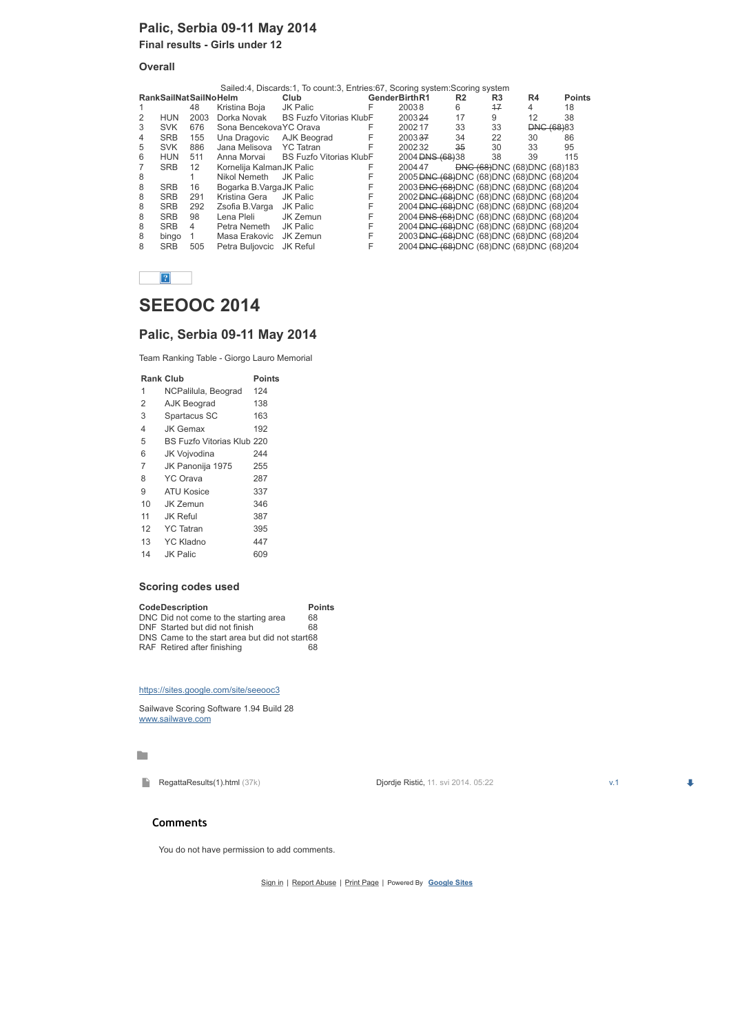## Palic, Serbia 09-11 May 2014

### Final results - Girls under 12

### Overall

Sailed:4, Discards:1, To count:3, Entries:67, Scoring system:Scoring system

| Rank | SailNat | SailNo | Helm | Club | Gender | Birth | R1 | R2 | R3 | R4 | Points |
|---|---|---|---|---|---|---|---|---|---|---|---|
| 1 | | 48 | Kristina Boja | JK Palic | F | 2003 | 8 | 6 | ~~17~~ | 4 | 18 |
| 2 | HUN | 2003 | Dorka Novak | BS Fuzfo Vitorias Klub | F | 2003 | ~~24~~ | 17 | 9 | 12 | 38 |
| 3 | SVK | 676 | Sona Bencekova | YC Orava | F | 2002 | 17 | 33 | 33 | ~~DNC (68)~~ | 83 |
| 4 | SRB | 155 | Una Dragovic | AJK Beograd | F | 2003 | ~~37~~ | 34 | 22 | 30 | 86 |
| 5 | SVK | 886 | Jana Melisova | YC Tatran | F | 2002 | 32 | ~~35~~ | 30 | 33 | 95 |
| 6 | HUN | 511 | Anna Morvai | BS Fuzfo Vitorias Klub | F | 2004 | ~~DNS (68)~~ | 38 | 38 | 39 | 115 |
| 7 | SRB | 12 | Kornelija Kalman | JK Palic | F | 2004 | 47 | ~~DNC (68)~~ | DNC (68) | DNC (68) | 183 |
| 8 | | 1 | Nikol Nemeth | JK Palic | F | 2005 | ~~DNC (68)~~ | DNC (68) | DNC (68) | DNC (68) | 204 |
| 8 | SRB | 16 | Bogarka B.Varga | JK Palic | F | 2003 | ~~DNC (68)~~ | DNC (68) | DNC (68) | DNC (68) | 204 |
| 8 | SRB | 291 | Kristina Gera | JK Palic | F | 2002 | ~~DNC (68)~~ | DNC (68) | DNC (68) | DNC (68) | 204 |
| 8 | SRB | 292 | Zsofia B.Varga | JK Palic | F | 2004 | ~~DNC (68)~~ | DNC (68) | DNC (68) | DNC (68) | 204 |
| 8 | SRB | 98 | Lena Pleli | JK Zemun | F | 2004 | ~~DNS (68)~~ | DNC (68) | DNC (68) | DNC (68) | 204 |
| 8 | SRB | 4 | Petra Nemeth | JK Palic | F | 2004 | ~~DNC (68)~~ | DNC (68) | DNC (68) | DNC (68) | 204 |
| 8 | bingo | 1 | Masa Erakovic | JK Zemun | F | 2003 | ~~DNC (68)~~ | DNC (68) | DNC (68) | DNC (68) | 204 |
| 8 | SRB | 505 | Petra Buljovcic | JK Reful | F | 2004 | ~~DNC (68)~~ | DNC (68) | DNC (68) | DNC (68) | 204 |

# SEEOOC 2014

## Palic, Serbia 09-11 May 2014

Team Ranking Table - Giorgo Lauro Memorial

| Rank | Club | Points |
|---|---|---|
| 1 | NCPalilula, Beograd | 124 |
| 2 | AJK Beograd | 138 |
| 3 | Spartacus SC | 163 |
| 4 | JK Gemax | 192 |
| 5 | BS Fuzfo Vitorias Klub | 220 |
| 6 | JK Vojvodina | 244 |
| 7 | JK Panonija 1975 | 255 |
| 8 | YC Orava | 287 |
| 9 | ATU Kosice | 337 |
| 10 | JK Zemun | 346 |
| 11 | JK Reful | 387 |
| 12 | YC Tatran | 395 |
| 13 | YC Kladno | 447 |
| 14 | JK Palic | 609 |

### Scoring codes used

| Code | Description | Points |
|---|---|---|
| DNC | Did not come to the starting area | 68 |
| DNF | Started but did not finish | 68 |
| DNS | Came to the start area but did not start | 68 |
| RAF | Retired after finishing | 68 |

https://sites.google.com/site/seeooc3

Sailwave Scoring Software 1.94 Build 28
www.sailwave.com

RegattaResults(1).html (37k) — Djordje Ristić, 11. svi 2014. 05:22 — v.1

### Comments

You do not have permission to add comments.

Sign in | Report Abuse | Print Page | Powered By Google Sites